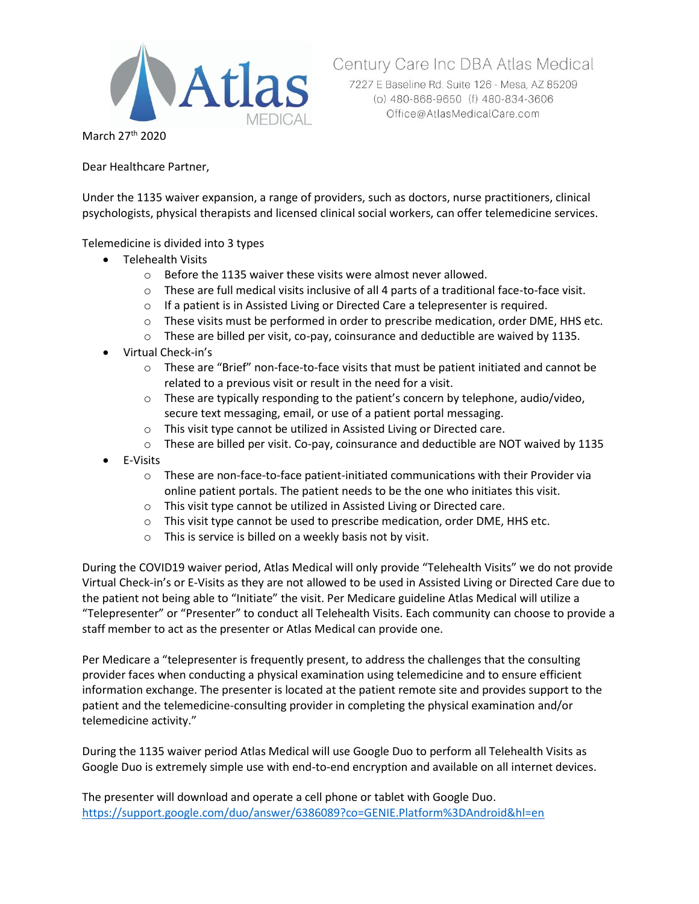Century Care Inc DBA Atlas Medical
7227 E Baseline Rd. Suite 126 - Mesa, AZ 85209
(o) 480-868-9650 (f) 480-834-3606
Office@AtlasMedicalCare.com

March 27th 2020

Dear Healthcare Partner,

Under the 1135 waiver expansion, a range of providers, such as doctors, nurse practitioners, clinical psychologists, physical therapists and licensed clinical social workers, can offer telemedicine services.

Telemedicine is divided into 3 types

- Telehealth Visits
  - Before the 1135 waiver these visits were almost never allowed.
  - These are full medical visits inclusive of all 4 parts of a traditional face-to-face visit.
  - If a patient is in Assisted Living or Directed Care a telepresenter is required.
  - These visits must be performed in order to prescribe medication, order DME, HHS etc.
  - These are billed per visit, co-pay, coinsurance and deductible are waived by 1135.
- Virtual Check-in's
  - These are "Brief" non-face-to-face visits that must be patient initiated and cannot be related to a previous visit or result in the need for a visit.
  - These are typically responding to the patient's concern by telephone, audio/video, secure text messaging, email, or use of a patient portal messaging.
  - This visit type cannot be utilized in Assisted Living or Directed care.
  - These are billed per visit. Co-pay, coinsurance and deductible are NOT waived by 1135
- E-Visits
  - These are non-face-to-face patient-initiated communications with their Provider via online patient portals. The patient needs to be the one who initiates this visit.
  - This visit type cannot be utilized in Assisted Living or Directed care.
  - This visit type cannot be used to prescribe medication, order DME, HHS etc.
  - This is service is billed on a weekly basis not by visit.

During the COVID19 waiver period, Atlas Medical will only provide "Telehealth Visits" we do not provide Virtual Check-in's or E-Visits as they are not allowed to be used in Assisted Living or Directed Care due to the patient not being able to "Initiate" the visit. Per Medicare guideline Atlas Medical will utilize a "Telepresenter" or "Presenter" to conduct all Telehealth Visits. Each community can choose to provide a staff member to act as the presenter or Atlas Medical can provide one.

Per Medicare a "telepresenter is frequently present, to address the challenges that the consulting provider faces when conducting a physical examination using telemedicine and to ensure efficient information exchange. The presenter is located at the patient remote site and provides support to the patient and the telemedicine-consulting provider in completing the physical examination and/or telemedicine activity."

During the 1135 waiver period Atlas Medical will use Google Duo to perform all Telehealth Visits as Google Duo is extremely simple use with end-to-end encryption and available on all internet devices.

The presenter will download and operate a cell phone or tablet with Google Duo.
https://support.google.com/duo/answer/6386089?co=GENIE.Platform%3DAndroid&hl=en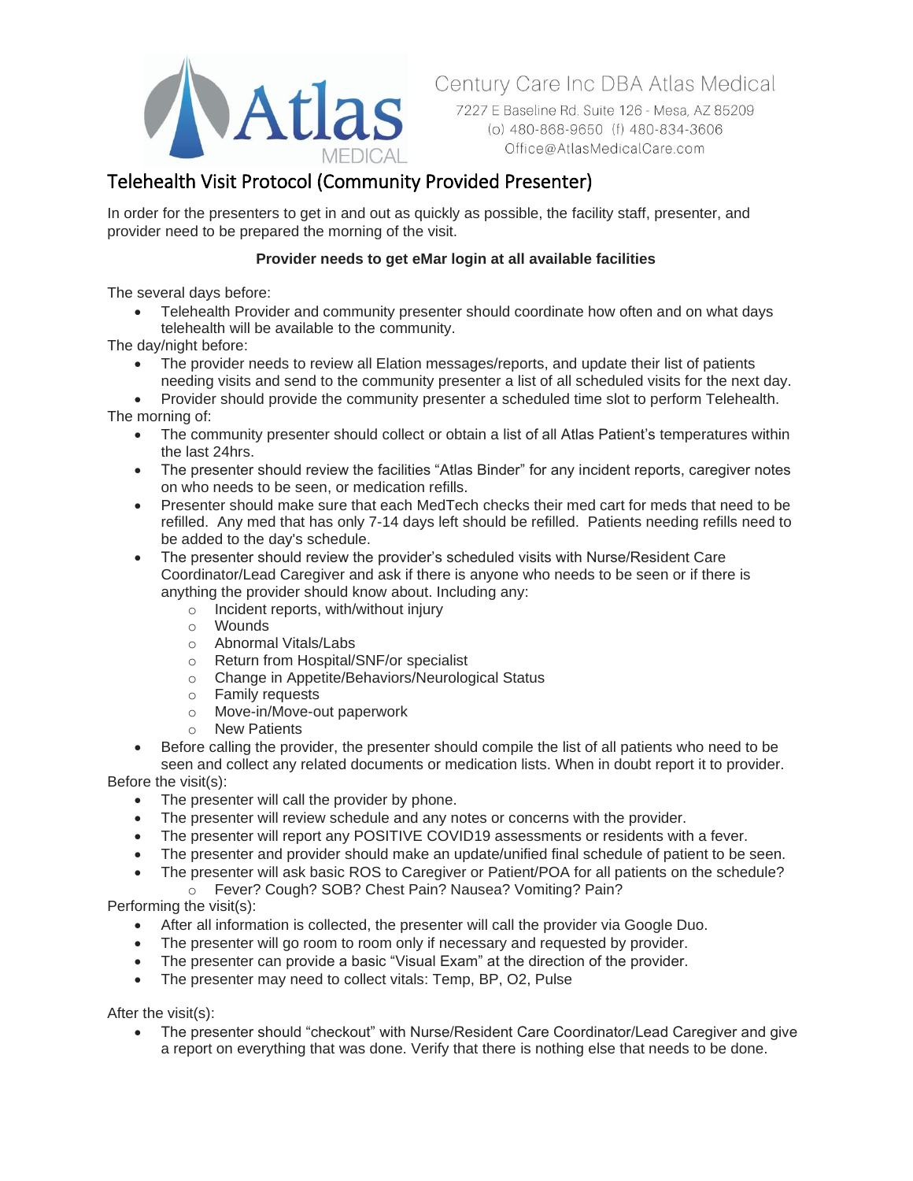Century Care Inc DBA Atlas Medical
7227 E Baseline Rd. Suite 126 - Mesa, AZ 85209
(o) 480-868-9650 (f) 480-834-3606
Office@AtlasMedicalCare.com

# Telehealth Visit Protocol (Community Provided Presenter)

In order for the presenters to get in and out as quickly as possible, the facility staff, presenter, and provider need to be prepared the morning of the visit.

**Provider needs to get eMar login at all available facilities**

The several days before:

- Telehealth Provider and community presenter should coordinate how often and on what days telehealth will be available to the community.

The day/night before:

- The provider needs to review all Elation messages/reports, and update their list of patients needing visits and send to the community presenter a list of all scheduled visits for the next day.
- Provider should provide the community presenter a scheduled time slot to perform Telehealth.

The morning of:

- The community presenter should collect or obtain a list of all Atlas Patient's temperatures within the last 24hrs.
- The presenter should review the facilities "Atlas Binder" for any incident reports, caregiver notes on who needs to be seen, or medication refills.
- Presenter should make sure that each MedTech checks their med cart for meds that need to be refilled. Any med that has only 7-14 days left should be refilled. Patients needing refills need to be added to the day's schedule.
- The presenter should review the provider's scheduled visits with Nurse/Resident Care Coordinator/Lead Caregiver and ask if there is anyone who needs to be seen or if there is anything the provider should know about. Including any:
  - Incident reports, with/without injury
  - Wounds
  - Abnormal Vitals/Labs
  - Return from Hospital/SNF/or specialist
  - Change in Appetite/Behaviors/Neurological Status
  - Family requests
  - Move-in/Move-out paperwork
  - New Patients
- Before calling the provider, the presenter should compile the list of all patients who need to be seen and collect any related documents or medication lists. When in doubt report it to provider.

Before the visit(s):

- The presenter will call the provider by phone.
- The presenter will review schedule and any notes or concerns with the provider.
- The presenter will report any POSITIVE COVID19 assessments or residents with a fever.
- The presenter and provider should make an update/unified final schedule of patient to be seen.
- The presenter will ask basic ROS to Caregiver or Patient/POA for all patients on the schedule?
  - Fever? Cough? SOB? Chest Pain? Nausea? Vomiting? Pain?

Performing the visit(s):

- After all information is collected, the presenter will call the provider via Google Duo.
- The presenter will go room to room only if necessary and requested by provider.
- The presenter can provide a basic "Visual Exam" at the direction of the provider.
- The presenter may need to collect vitals: Temp, BP, O2, Pulse

After the visit(s):

- The presenter should "checkout" with Nurse/Resident Care Coordinator/Lead Caregiver and give a report on everything that was done. Verify that there is nothing else that needs to be done.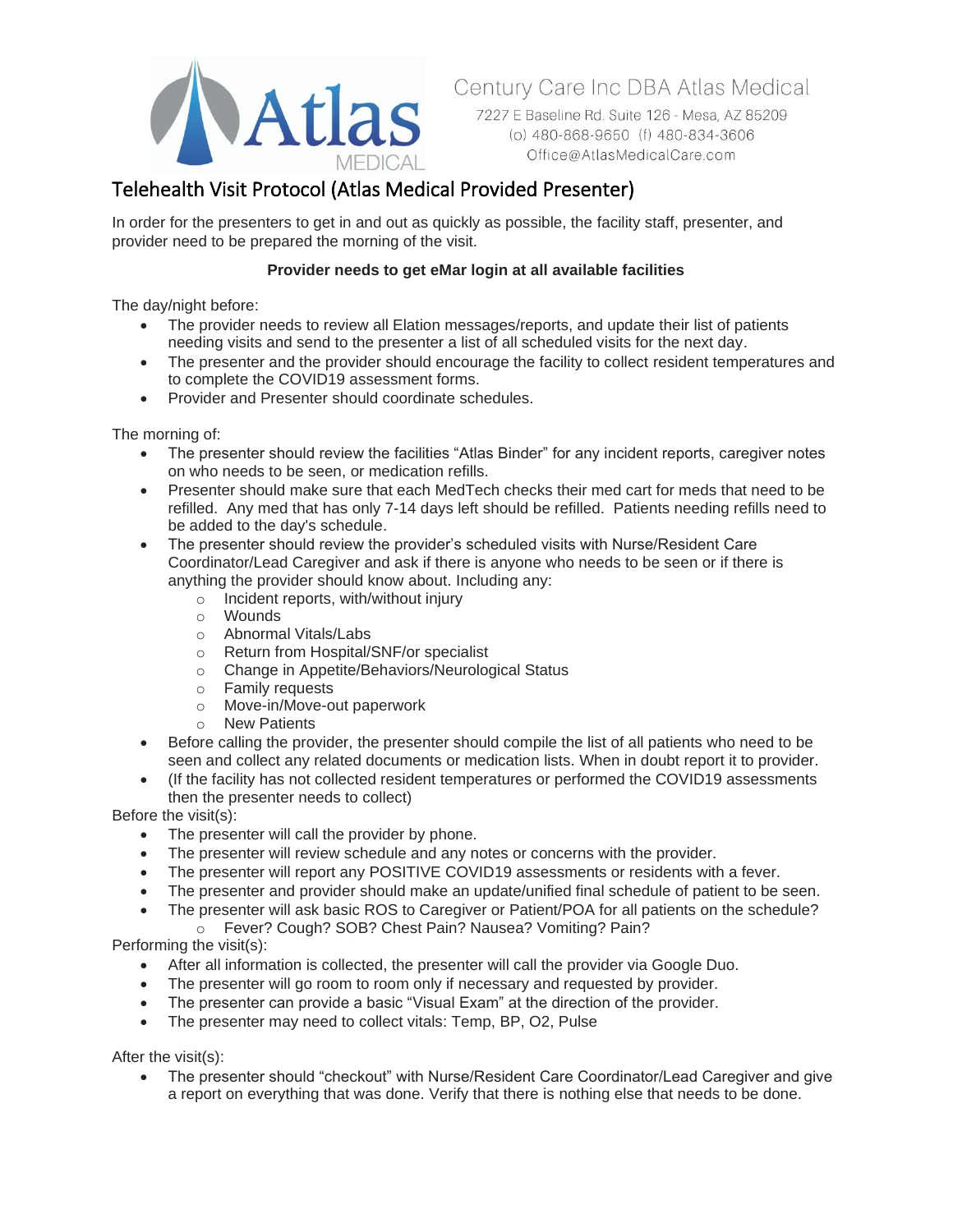Century Care Inc DBA Atlas Medical
7227 E Baseline Rd. Suite 126 - Mesa, AZ 85209
(o) 480-868-9650 (f) 480-834-3606
Office@AtlasMedicalCare.com

# Telehealth Visit Protocol (Atlas Medical Provided Presenter)

In order for the presenters to get in and out as quickly as possible, the facility staff, presenter, and provider need to be prepared the morning of the visit.

**Provider needs to get eMar login at all available facilities**

The day/night before:

- The provider needs to review all Elation messages/reports, and update their list of patients needing visits and send to the presenter a list of all scheduled visits for the next day.
- The presenter and the provider should encourage the facility to collect resident temperatures and to complete the COVID19 assessment forms.
- Provider and Presenter should coordinate schedules.

The morning of:

- The presenter should review the facilities "Atlas Binder" for any incident reports, caregiver notes on who needs to be seen, or medication refills.
- Presenter should make sure that each MedTech checks their med cart for meds that need to be refilled. Any med that has only 7-14 days left should be refilled. Patients needing refills need to be added to the day's schedule.
- The presenter should review the provider's scheduled visits with Nurse/Resident Care Coordinator/Lead Caregiver and ask if there is anyone who needs to be seen or if there is anything the provider should know about. Including any:
  - Incident reports, with/without injury
  - Wounds
  - Abnormal Vitals/Labs
  - Return from Hospital/SNF/or specialist
  - Change in Appetite/Behaviors/Neurological Status
  - Family requests
  - Move-in/Move-out paperwork
  - New Patients
- Before calling the provider, the presenter should compile the list of all patients who need to be seen and collect any related documents or medication lists. When in doubt report it to provider.
- (If the facility has not collected resident temperatures or performed the COVID19 assessments then the presenter needs to collect)

Before the visit(s):

- The presenter will call the provider by phone.
- The presenter will review schedule and any notes or concerns with the provider.
- The presenter will report any POSITIVE COVID19 assessments or residents with a fever.
- The presenter and provider should make an update/unified final schedule of patient to be seen.
- The presenter will ask basic ROS to Caregiver or Patient/POA for all patients on the schedule?
  - Fever? Cough? SOB? Chest Pain? Nausea? Vomiting? Pain?

Performing the visit(s):

- After all information is collected, the presenter will call the provider via Google Duo.
- The presenter will go room to room only if necessary and requested by provider.
- The presenter can provide a basic "Visual Exam" at the direction of the provider.
- The presenter may need to collect vitals: Temp, BP, O2, Pulse

After the visit(s):

- The presenter should "checkout" with Nurse/Resident Care Coordinator/Lead Caregiver and give a report on everything that was done. Verify that there is nothing else that needs to be done.